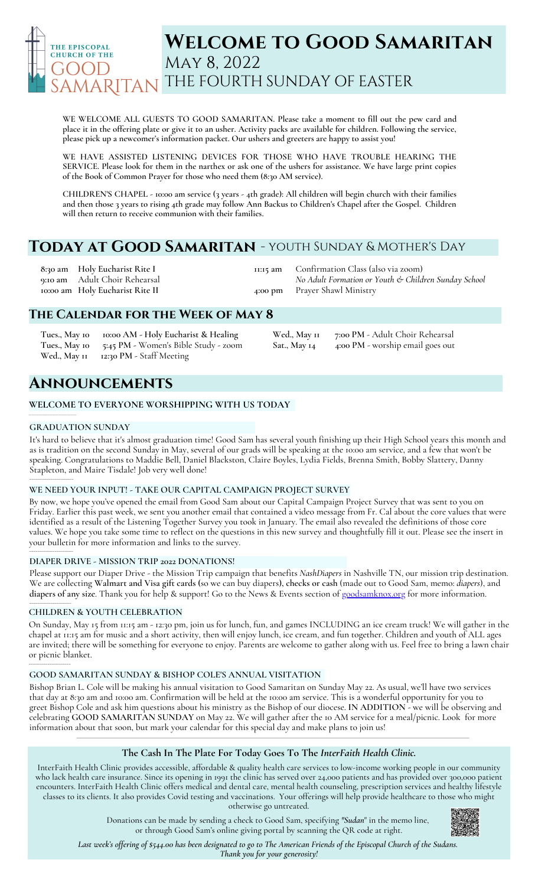THE EPISCOPAL CHURCH OF THE GOOD SAMARITAN

# Welcome to Good Samaritan

May 8, 2022
The Fourth Sunday of Easter

**WE WELCOME ALL GUESTS TO GOOD SAMARITAN. Please take a moment to fill out the pew card and place it in the offering plate or give it to an usher. Activity packs are available for children. Following the service, please pick up a newcomer's information packet. Our ushers and greeters are happy to assist you!**

**WE HAVE ASSISTED LISTENING DEVICES FOR THOSE WHO HAVE TROUBLE HEARING THE SERVICE. Please look for them in the narthex or ask one of the ushers for assistance. We have large print copies of the Book of Common Prayer for those who need them (8:30 AM service).**

**CHILDREN'S CHAPEL - 10:00 am service (3 years - 4th grade): All children will begin church with their families and then those 3 years to rising 4th grade may follow Ann Backus to Children's Chapel after the Gospel. Children will then return to receive communion with their families.**

## Today at Good Samaritan - Youth Sunday & Mother's Day

**8:30 am** Holy Eucharist Rite I
**9:10 am** Adult Choir Rehearsal
**10:00 am** Holy Eucharist Rite II
**11:15 am** Confirmation Class (also via zoom)
*No Adult Formation or Youth & Children Sunday School*
**4:00 pm** Prayer Shawl Ministry

## The Calendar for the Week of May 8

**Tues., May 10** **10:00 AM - Holy Eucharist & Healing**
**Tues., May 10** **5:45 PM - Women's Bible Study - zoom**
**Wed., May 11** **12:30 PM - Staff Meeting**
**Wed., May 11** **7:00 PM - Adult Choir Rehearsal**
**Sat., May 14** **4:00 PM - worship email goes out**

## Announcements

### WELCOME TO EVERYONE WORSHIPPING WITH US TODAY

### GRADUATION SUNDAY

It's hard to believe that it's almost graduation time! Good Sam has several youth finishing up their High School years this month and as is tradition on the second Sunday in May, several of our grads will be speaking at the 10:00 am service, and a few that won't be speaking. Congratulations to Maddie Bell, Daniel Blackston, Claire Boyles, Lydia Fields, Brenna Smith, Bobby Slattery, Danny Stapleton, and Maire Tisdale! Job very well done!

### WE NEED YOUR INPUT! - TAKE OUR CAPITAL CAMPAIGN PROJECT SURVEY

By now, we hope you've opened the email from Good Sam about our Capital Campaign Project Survey that was sent to you on Friday. Earlier this past week, we sent you another email that contained a video message from Fr. Cal about the core values that were identified as a result of the Listening Together Survey you took in January. The email also revealed the definitions of those core values. We hope you take some time to reflect on the questions in this new survey and thoughtfully fill it out. Please see the insert in your bulletin for more information and links to the survey.

### DIAPER DRIVE - MISSION TRIP 2022 DONATIONS!

Please support our Diaper Drive - the Mission Trip campaign that benefits *NashDiapers* in Nashville TN, our mission trip destination. We are collecting **Walmart and Visa gift cards** (so we can buy diapers), **checks or cash** (made out to Good Sam, memo: *diapers*), and **diapers of any size**. Thank you for help & support! Go to the News & Events section of goodsamknox.org for more information.

### CHILDREN & YOUTH CELEBRATION

On Sunday, May 15 from 11:15 am - 12:30 pm, join us for lunch, fun, and games INCLUDING an ice cream truck! We will gather in the chapel at 11:15 am for music and a short activity, then will enjoy lunch, ice cream, and fun together. Children and youth of ALL ages are invited; there will be something for everyone to enjoy. Parents are welcome to gather along with us. Feel free to bring a lawn chair or picnic blanket.

### GOOD SAMARITAN SUNDAY & BISHOP COLE'S ANNUAL VISITATION

Bishop Brian L. Cole will be making his annual visitation to Good Samaritan on Sunday May 22. As usual, we'll have two services that day at 8:30 am and 10:00 am. Confirmation will be held at the 10:00 am service. This is a wonderful opportunity for you to greet Bishop Cole and ask him questions about his ministry as the Bishop of our diocese. **IN ADDITION** - we will be observing and celebrating **GOOD SAMARITAN SUNDAY** on May 22. We will gather after the 10 AM service for a meal/picnic. Look for more information about that soon, but mark your calendar for this special day and make plans to join us!

### The Cash In The Plate For Today Goes To The *InterFaith Health Clinic.*

InterFaith Health Clinic provides accessible, affordable & quality health care services to low-income working people in our community who lack health care insurance. Since its opening in 1991 the clinic has served over 24,000 patients and has provided over 300,000 patient encounters. InterFaith Health Clinic offers medical and dental care, mental health counseling, prescription services and healthy lifestyle classes to its clients. It also provides Covid testing and vaccinations. Your offerings will help provide healthcare to those who might otherwise go untreated.

Donations can be made by sending a check to Good Sam, specifying *"Sudan"* in the memo line, or through Good Sam's online giving portal by scanning the QR code at right.

*Last week's offering of $544.00 has been designated to go to The American Friends of the Episcopal Church of the Sudans. Thank you for your generosity!*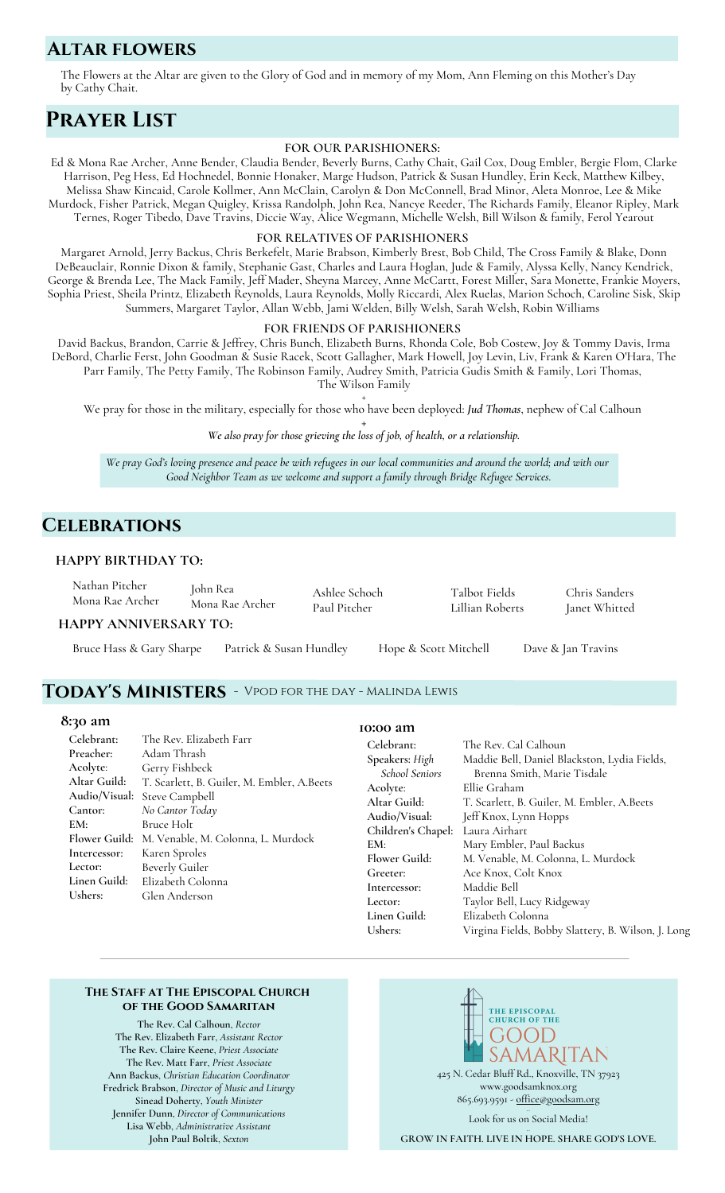## Altar Flowers

The Flowers at the Altar are given to the Glory of God and in memory of my Mom, Ann Fleming on this Mother's Day by Cathy Chait.

## Prayer List

### FOR OUR PARISHIONERS:

Ed & Mona Rae Archer, Anne Bender, Claudia Bender, Beverly Burns, Cathy Chait, Gail Cox, Doug Embler, Bergie Flom, Clarke Harrison, Peg Hess, Ed Hochnedel, Bonnie Honaker, Marge Hudson, Patrick & Susan Hundley, Erin Keck, Matthew Kilbey, Melissa Shaw Kincaid, Carole Kollmer, Ann McClain, Carolyn & Don McConnell, Brad Minor, Aleta Monroe, Lee & Mike Murdock, Fisher Patrick, Megan Quigley, Krissa Randolph, John Rea, Nancye Reeder, The Richards Family, Eleanor Ripley, Mark Ternes, Roger Tibedo, Dave Travins, Diccie Way, Alice Wegmann, Michelle Welsh, Bill Wilson & family, Ferol Yearout

### FOR RELATIVES OF PARISHIONERS

Margaret Arnold, Jerry Backus, Chris Berkefelt, Marie Brabson, Kimberly Brest, Bob Child, The Cross Family & Blake, Donn DeBeauclair, Ronnie Dixon & family, Stephanie Gast, Charles and Laura Hoglan, Jude & Family, Alyssa Kelly, Nancy Kendrick, George & Brenda Lee, The Mack Family, Jeff Mader, Sheyna Marcey, Anne McCartt, Forest Miller, Sara Monette, Frankie Moyers, Sophia Priest, Sheila Printz, Elizabeth Reynolds, Laura Reynolds, Molly Riccardi, Alex Ruelas, Marion Schoch, Caroline Sisk, Skip Summers, Margaret Taylor, Allan Webb, Jami Welden, Billy Welsh, Sarah Welsh, Robin Williams

### FOR FRIENDS OF PARISHIONERS

David Backus, Brandon, Carrie & Jeffrey, Chris Bunch, Elizabeth Burns, Rhonda Cole, Bob Costew, Joy & Tommy Davis, Irma DeBord, Charlie Ferst, John Goodman & Susie Racek, Scott Gallagher, Mark Howell, Joy Levin, Liv, Frank & Karen O'Hara, The Parr Family, The Petty Family, The Robinson Family, Audrey Smith, Patricia Gudis Smith & Family, Lori Thomas, The Wilson Family

+

We pray for those in the military, especially for those who have been deployed: ***Jud Thomas***, nephew of Cal Calhoun

+

*We also pray for those grieving the loss of job, of health, or a relationship.*

*We pray God's loving presence and peace be with refugees in our local communities and around the world; and with our Good Neighbor Team as we welcome and support a family through Bridge Refugee Services.*

## Celebrations

### HAPPY BIRTHDAY TO:

Nathan Pitcher
Mona Rae Archer
John Rea
Mona Rae Archer
Ashlee Schoch
Paul Pitcher
Talbot Fields
Lillian Roberts
Chris Sanders
Janet Whitted

### HAPPY ANNIVERSARY TO:

Bruce Hass & Gary Sharpe
Patrick & Susan Hundley
Hope & Scott Mitchell
Dave & Jan Travins

## Today's Ministers - VPOD for the day - Malinda Lewis

### 8:30 am

| | |
|---|---|
| **Celebrant:** | The Rev. Elizabeth Farr |
| **Preacher:** | Adam Thrash |
| **Acolyte:** | Gerry Fishbeck |
| **Altar Guild:** | T. Scarlett, B. Guiler, M. Embler, A.Beets |
| **Audio/Visual:** | Steve Campbell |
| **Cantor:** | *No Cantor Today* |
| **EM:** | Bruce Holt |
| **Flower Guild:** | M. Venable, M. Colonna, L. Murdock |
| **Intercessor:** | Karen Sproles |
| **Lector:** | Beverly Guiler |
| **Linen Guild:** | Elizabeth Colonna |
| **Ushers:** | Glen Anderson |

### 10:00 am

| | |
|---|---|
| **Celebrant:** | The Rev. Cal Calhoun |
| **Speakers:** *High School Seniors* | Maddie Bell, Daniel Blackston, Lydia Fields, Brenna Smith, Marie Tisdale |
| **Acolyte:** | Ellie Graham |
| **Altar Guild:** | T. Scarlett, B. Guiler, M. Embler, A.Beets |
| **Audio/Visual:** | Jeff Knox, Lynn Hopps |
| **Children's Chapel:** | Laura Airhart |
| **EM:** | Mary Embler, Paul Backus |
| **Flower Guild:** | M. Venable, M. Colonna, L. Murdock |
| **Greeter:** | Ace Knox, Colt Knox |
| **Intercessor:** | Maddie Bell |
| **Lector:** | Taylor Bell, Lucy Ridgeway |
| **Linen Guild:** | Elizabeth Colonna |
| **Ushers:** | Virgina Fields, Bobby Slattery, B. Wilson, J. Long |

### The Staff at The Episcopal Church of the Good Samaritan

**The Rev. Cal Calhoun**, *Rector*
**The Rev. Elizabeth Farr**, *Assistant Rector*
**The Rev. Claire Keene**, *Priest Associate*
**The Rev. Matt Farr**, *Priest Associate*
**Ann Backus**, *Christian Education Coordinator*
**Fredrick Brabson**, *Director of Music and Liturgy*
**Sinead Doherty**, *Youth Minister*
**Jennifer Dunn**, *Director of Communications*
**Lisa Webb**, *Administrative Assistant*
**John Paul Boltik**, *Sexton*

THE EPISCOPAL CHURCH OF THE GOOD SAMARITAN

425 N. Cedar Bluff Rd., Knoxville, TN 37923
www.goodsamknox.org
865.693.9591 - office@goodsam.org

Look for us on Social Media!

GROW IN FAITH. LIVE IN HOPE. SHARE GOD'S LOVE.